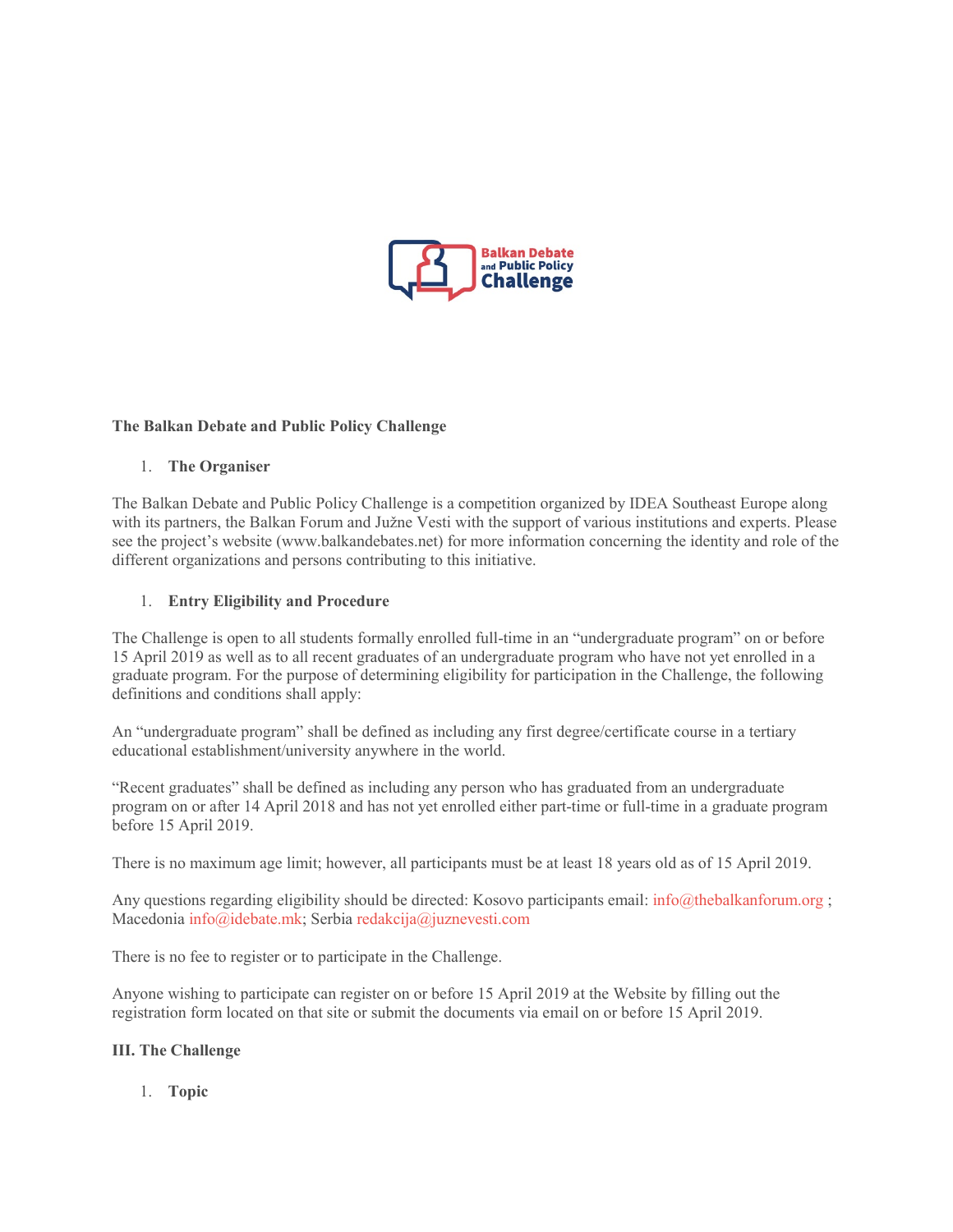**The Balkan Debate and Public Policy Challenge**

1. **The Organiser**

The Balkan Debate and Public Policy Challenge is a competition organized by IDEA Southeast Europe along with its partners, the Balkan Forum and Južne Vesti with the support of various institutions and experts. Please see the project's website (www.balkandebates.net) for more information concerning the identity and role of the different organizations and persons contributing to this initiative.

1. **Entry Eligibility and Procedure**

The Challenge is open to all students formally enrolled full-time in an "undergraduate program" on or before 15 April 2019 as well as to all recent graduates of an undergraduate program who have not yet enrolled in a graduate program. For the purpose of determining eligibility for participation in the Challenge, the following definitions and conditions shall apply:

An "undergraduate program" shall be defined as including any first degree/certificate course in a tertiary educational establishment/university anywhere in the world.

"Recent graduates" shall be defined as including any person who has graduated from an undergraduate program on or after 14 April 2018 and has not yet enrolled either part-time or full-time in a graduate program before 15 April 2019.

There is no maximum age limit; however, all participants must be at least 18 years old as of 15 April 2019.

Any questions regarding eligibility should be directed: Kosovo participants email: info@thebalkanforum.org ; Macedonia info@idebate.mk; Serbia redakcija@juznevesti.com

There is no fee to register or to participate in the Challenge.

Anyone wishing to participate can register on or before 15 April 2019 at the Website by filling out the registration form located on that site or submit the documents via email on or before 15 April 2019.

**III. The Challenge**

1. **Topic**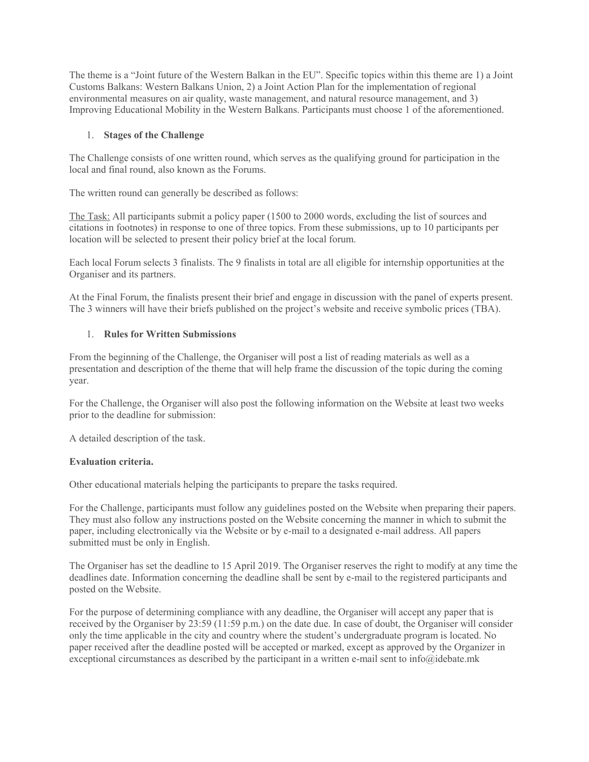The theme is a "Joint future of the Western Balkan in the EU". Specific topics within this theme are 1) a Joint Customs Balkans: Western Balkans Union, 2) a Joint Action Plan for the implementation of regional environmental measures on air quality, waste management, and natural resource management, and 3) Improving Educational Mobility in the Western Balkans. Participants must choose 1 of the aforementioned.

1. **Stages of the Challenge**

The Challenge consists of one written round, which serves as the qualifying ground for participation in the local and final round, also known as the Forums.

The written round can generally be described as follows:

The Task: All participants submit a policy paper (1500 to 2000 words, excluding the list of sources and citations in footnotes) in response to one of three topics. From these submissions, up to 10 participants per location will be selected to present their policy brief at the local forum.

Each local Forum selects 3 finalists. The 9 finalists in total are all eligible for internship opportunities at the Organiser and its partners.

At the Final Forum, the finalists present their brief and engage in discussion with the panel of experts present. The 3 winners will have their briefs published on the project's website and receive symbolic prices (TBA).

1. **Rules for Written Submissions**

From the beginning of the Challenge, the Organiser will post a list of reading materials as well as a presentation and description of the theme that will help frame the discussion of the topic during the coming year.

For the Challenge, the Organiser will also post the following information on the Website at least two weeks prior to the deadline for submission:

A detailed description of the task.

**Evaluation criteria.**

Other educational materials helping the participants to prepare the tasks required.

For the Challenge, participants must follow any guidelines posted on the Website when preparing their papers. They must also follow any instructions posted on the Website concerning the manner in which to submit the paper, including electronically via the Website or by e-mail to a designated e-mail address. All papers submitted must be only in English.

The Organiser has set the deadline to 15 April 2019. The Organiser reserves the right to modify at any time the deadlines date. Information concerning the deadline shall be sent by e-mail to the registered participants and posted on the Website.

For the purpose of determining compliance with any deadline, the Organiser will accept any paper that is received by the Organiser by 23:59 (11:59 p.m.) on the date due. In case of doubt, the Organiser will consider only the time applicable in the city and country where the student's undergraduate program is located. No paper received after the deadline posted will be accepted or marked, except as approved by the Organizer in exceptional circumstances as described by the participant in a written e-mail sent to info@idebate.mk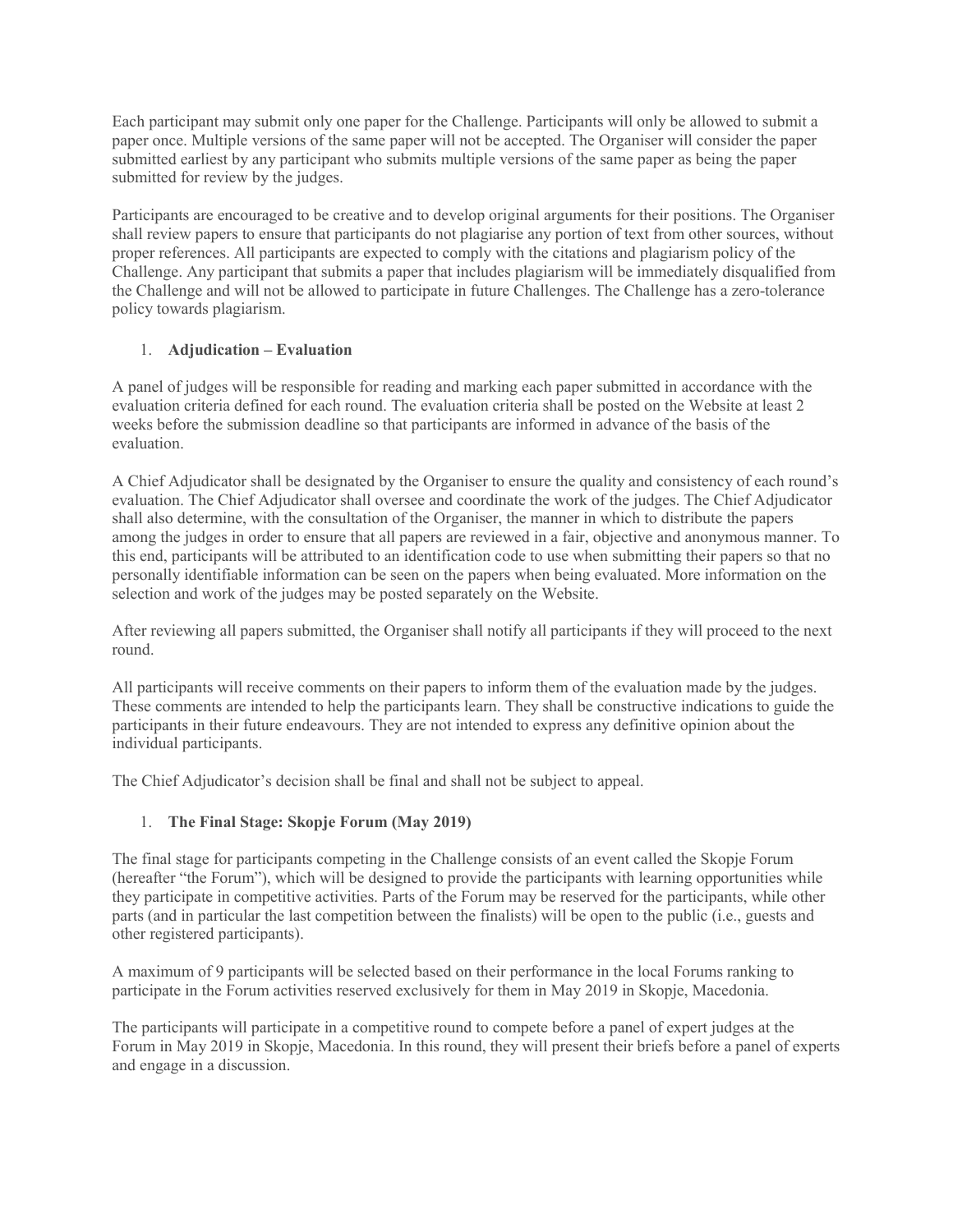Each participant may submit only one paper for the Challenge. Participants will only be allowed to submit a paper once. Multiple versions of the same paper will not be accepted. The Organiser will consider the paper submitted earliest by any participant who submits multiple versions of the same paper as being the paper submitted for review by the judges.

Participants are encouraged to be creative and to develop original arguments for their positions. The Organiser shall review papers to ensure that participants do not plagiarise any portion of text from other sources, without proper references. All participants are expected to comply with the citations and plagiarism policy of the Challenge. Any participant that submits a paper that includes plagiarism will be immediately disqualified from the Challenge and will not be allowed to participate in future Challenges. The Challenge has a zero-tolerance policy towards plagiarism.

1. **Adjudication – Evaluation**

A panel of judges will be responsible for reading and marking each paper submitted in accordance with the evaluation criteria defined for each round. The evaluation criteria shall be posted on the Website at least 2 weeks before the submission deadline so that participants are informed in advance of the basis of the evaluation.

A Chief Adjudicator shall be designated by the Organiser to ensure the quality and consistency of each round's evaluation. The Chief Adjudicator shall oversee and coordinate the work of the judges. The Chief Adjudicator shall also determine, with the consultation of the Organiser, the manner in which to distribute the papers among the judges in order to ensure that all papers are reviewed in a fair, objective and anonymous manner. To this end, participants will be attributed to an identification code to use when submitting their papers so that no personally identifiable information can be seen on the papers when being evaluated. More information on the selection and work of the judges may be posted separately on the Website.

After reviewing all papers submitted, the Organiser shall notify all participants if they will proceed to the next round.

All participants will receive comments on their papers to inform them of the evaluation made by the judges. These comments are intended to help the participants learn. They shall be constructive indications to guide the participants in their future endeavours. They are not intended to express any definitive opinion about the individual participants.

The Chief Adjudicator's decision shall be final and shall not be subject to appeal.

1. **The Final Stage: Skopje Forum (May 2019)**

The final stage for participants competing in the Challenge consists of an event called the Skopje Forum (hereafter "the Forum"), which will be designed to provide the participants with learning opportunities while they participate in competitive activities. Parts of the Forum may be reserved for the participants, while other parts (and in particular the last competition between the finalists) will be open to the public (i.e., guests and other registered participants).

A maximum of 9 participants will be selected based on their performance in the local Forums ranking to participate in the Forum activities reserved exclusively for them in May 2019 in Skopje, Macedonia.

The participants will participate in a competitive round to compete before a panel of expert judges at the Forum in May 2019 in Skopje, Macedonia. In this round, they will present their briefs before a panel of experts and engage in a discussion.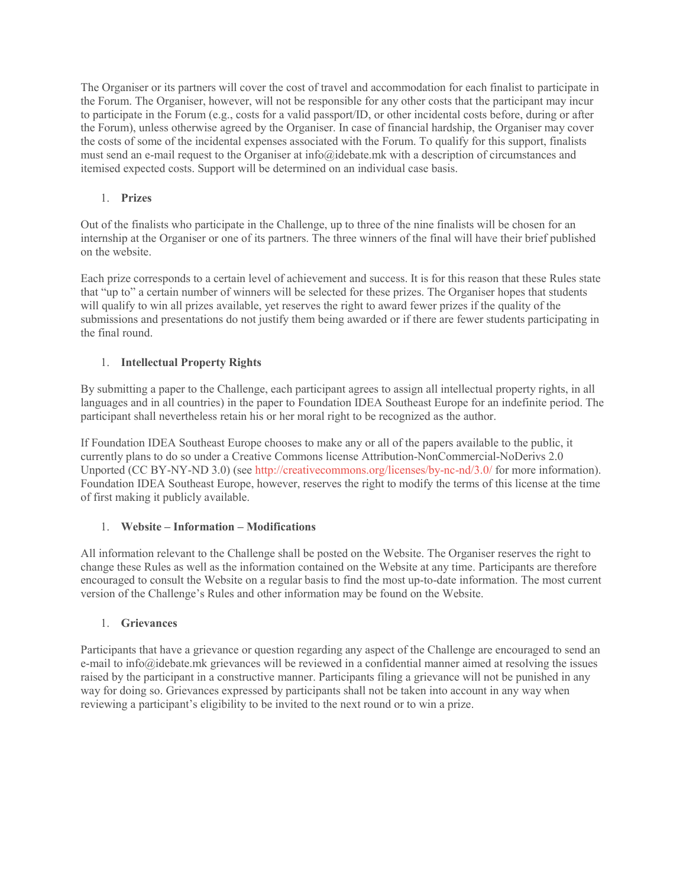The Organiser or its partners will cover the cost of travel and accommodation for each finalist to participate in the Forum. The Organiser, however, will not be responsible for any other costs that the participant may incur to participate in the Forum (e.g., costs for a valid passport/ID, or other incidental costs before, during or after the Forum), unless otherwise agreed by the Organiser. In case of financial hardship, the Organiser may cover the costs of some of the incidental expenses associated with the Forum. To qualify for this support, finalists must send an e-mail request to the Organiser at info@idebate.mk with a description of circumstances and itemised expected costs. Support will be determined on an individual case basis.

1. **Prizes**

Out of the finalists who participate in the Challenge, up to three of the nine finalists will be chosen for an internship at the Organiser or one of its partners. The three winners of the final will have their brief published on the website.

Each prize corresponds to a certain level of achievement and success. It is for this reason that these Rules state that "up to" a certain number of winners will be selected for these prizes. The Organiser hopes that students will qualify to win all prizes available, yet reserves the right to award fewer prizes if the quality of the submissions and presentations do not justify them being awarded or if there are fewer students participating in the final round.

1. **Intellectual Property Rights**

By submitting a paper to the Challenge, each participant agrees to assign all intellectual property rights, in all languages and in all countries) in the paper to Foundation IDEA Southeast Europe for an indefinite period. The participant shall nevertheless retain his or her moral right to be recognized as the author.

If Foundation IDEA Southeast Europe chooses to make any or all of the papers available to the public, it currently plans to do so under a Creative Commons license Attribution-NonCommercial-NoDerivs 2.0 Unported (CC BY-NY-ND 3.0) (see http://creativecommons.org/licenses/by-nc-nd/3.0/ for more information). Foundation IDEA Southeast Europe, however, reserves the right to modify the terms of this license at the time of first making it publicly available.

1. **Website – Information – Modifications**

All information relevant to the Challenge shall be posted on the Website. The Organiser reserves the right to change these Rules as well as the information contained on the Website at any time. Participants are therefore encouraged to consult the Website on a regular basis to find the most up-to-date information. The most current version of the Challenge's Rules and other information may be found on the Website.

1. **Grievances**

Participants that have a grievance or question regarding any aspect of the Challenge are encouraged to send an e-mail to info@idebate.mk grievances will be reviewed in a confidential manner aimed at resolving the issues raised by the participant in a constructive manner. Participants filing a grievance will not be punished in any way for doing so. Grievances expressed by participants shall not be taken into account in any way when reviewing a participant's eligibility to be invited to the next round or to win a prize.